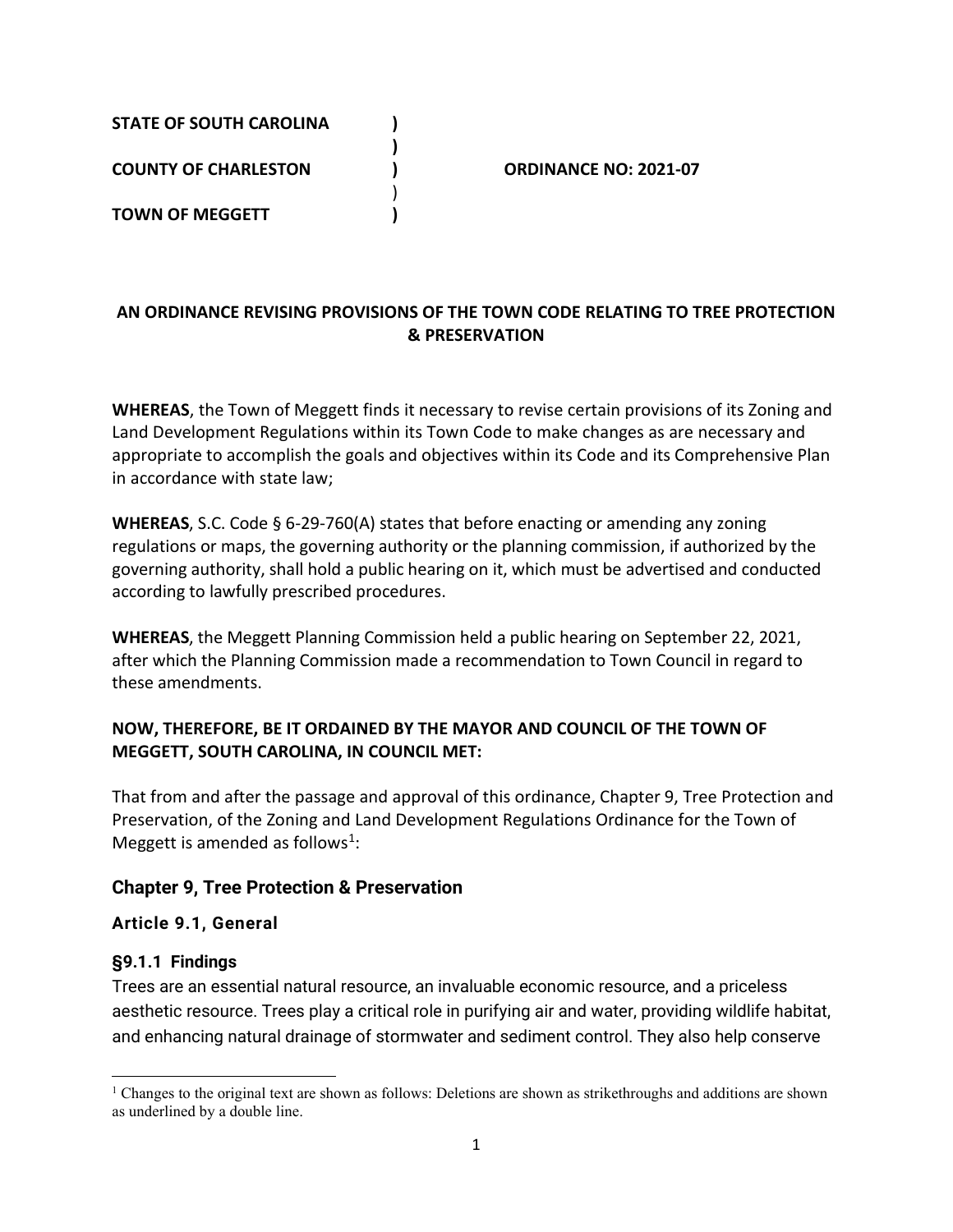**STATE OF SOUTH CAROLINA )**
**)**
**COUNTY OF CHARLESTON ) ORDINANCE NO: 2021-07**
)
**TOWN OF MEGGETT )**

**AN ORDINANCE REVISING PROVISIONS OF THE TOWN CODE RELATING TO TREE PROTECTION & PRESERVATION**

**WHEREAS**, the Town of Meggett finds it necessary to revise certain provisions of its Zoning and Land Development Regulations within its Town Code to make changes as are necessary and appropriate to accomplish the goals and objectives within its Code and its Comprehensive Plan in accordance with state law;

**WHEREAS**, S.C. Code § 6-29-760(A) states that before enacting or amending any zoning regulations or maps, the governing authority or the planning commission, if authorized by the governing authority, shall hold a public hearing on it, which must be advertised and conducted according to lawfully prescribed procedures.

**WHEREAS**, the Meggett Planning Commission held a public hearing on September 22, 2021, after which the Planning Commission made a recommendation to Town Council in regard to these amendments.

**NOW, THEREFORE, BE IT ORDAINED BY THE MAYOR AND COUNCIL OF THE TOWN OF MEGGETT, SOUTH CAROLINA, IN COUNCIL MET:**

That from and after the passage and approval of this ordinance, Chapter 9, Tree Protection and Preservation, of the Zoning and Land Development Regulations Ordinance for the Town of Meggett is amended as follows[1]:

## Chapter 9, Tree Protection & Preservation

### Article 9.1, General

#### §9.1.1 Findings

Trees are an essential natural resource, an invaluable economic resource, and a priceless aesthetic resource. Trees play a critical role in purifying air and water, providing wildlife habitat, and enhancing natural drainage of stormwater and sediment control. They also help conserve

[1] Changes to the original text are shown as follows: Deletions are shown as strikethroughs and additions are shown as underlined by a double line.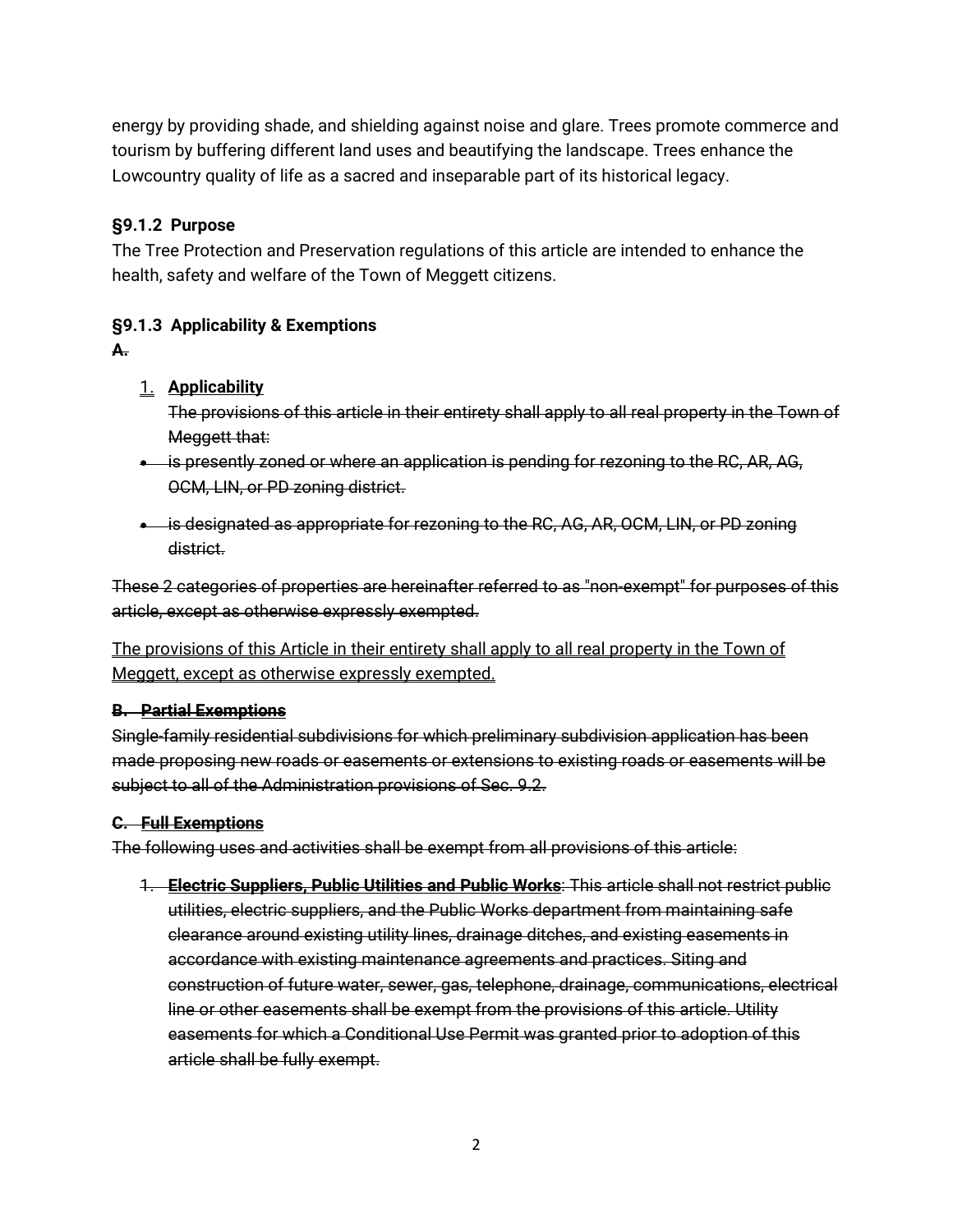energy by providing shade, and shielding against noise and glare. Trees promote commerce and tourism by buffering different land uses and beautifying the landscape. Trees enhance the Lowcountry quality of life as a sacred and inseparable part of its historical legacy.

### §9.1.2 Purpose

The Tree Protection and Preservation regulations of this article are intended to enhance the health, safety and welfare of the Town of Meggett citizens.

### §9.1.3 Applicability & Exemptions

~~**A.**~~

1. <u>**Applicability**</u>

   ~~The provisions of this article in their entirety shall apply to all real property in the Town of Meggett that:~~

- ~~is presently zoned or where an application is pending for rezoning to the RC, AR, AG, OCM, LIN, or PD zoning district.~~
- ~~is designated as appropriate for rezoning to the RC, AG, AR, OCM, LIN, or PD zoning district.~~

~~These 2 categories of properties are hereinafter referred to as "non-exempt" for purposes of this article, except as otherwise expressly exempted.~~

<u>The provisions of this Article in their entirety shall apply to all real property in the Town of Meggett, except as otherwise expressly exempted.</u>

~~**B. Partial Exemptions**~~

~~Single-family residential subdivisions for which preliminary subdivision application has been made proposing new roads or easements or extensions to existing roads or easements will be subject to all of the Administration provisions of Sec. 9.2.~~

~~**C. Full Exemptions**~~

~~The following uses and activities shall be exempt from all provisions of this article:~~

1. ~~**Electric Suppliers, Public Utilities and Public Works**: This article shall not restrict public utilities, electric suppliers, and the Public Works department from maintaining safe clearance around existing utility lines, drainage ditches, and existing easements in accordance with existing maintenance agreements and practices. Siting and construction of future water, sewer, gas, telephone, drainage, communications, electrical line or other easements shall be exempt from the provisions of this article. Utility easements for which a Conditional Use Permit was granted prior to adoption of this article shall be fully exempt.~~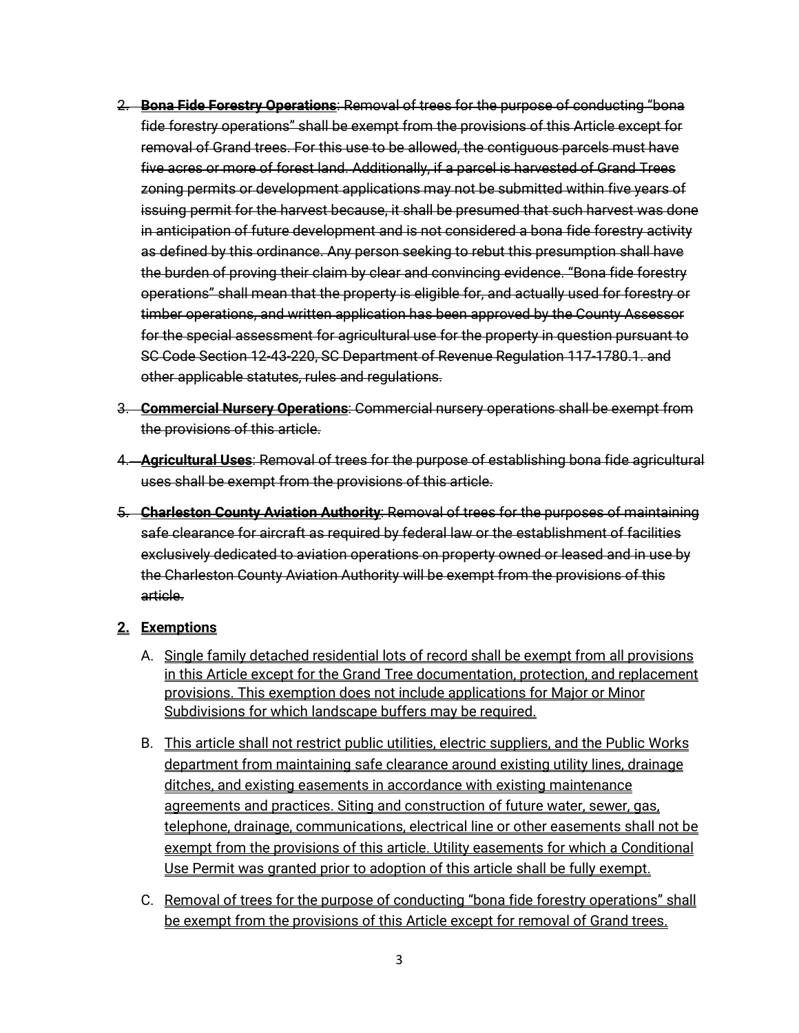2. ~~**Bona Fide Forestry Operations**: Removal of trees for the purpose of conducting "bona fide forestry operations" shall be exempt from the provisions of this Article except for removal of Grand trees. For this use to be allowed, the contiguous parcels must have five acres or more of forest land. Additionally, if a parcel is harvested of Grand Trees zoning permits or development applications may not be submitted within five years of issuing permit for the harvest because, it shall be presumed that such harvest was done in anticipation of future development and is not considered a bona fide forestry activity as defined by this ordinance. Any person seeking to rebut this presumption shall have the burden of proving their claim by clear and convincing evidence. "Bona fide forestry operations" shall mean that the property is eligible for, and actually used for forestry or timber operations, and written application has been approved by the County Assessor for the special assessment for agricultural use for the property in question pursuant to SC Code Section 12-43-220, SC Department of Revenue Regulation 117-1780.1. and other applicable statutes, rules and regulations.~~

3. ~~**Commercial Nursery Operations**: Commercial nursery operations shall be exempt from the provisions of this article.~~

4. ~~**Agricultural Uses**: Removal of trees for the purpose of establishing bona fide agricultural uses shall be exempt from the provisions of this article.~~

5. ~~**Charleston County Aviation Authority**: Removal of trees for the purposes of maintaining safe clearance for aircraft as required by federal law or the establishment of facilities exclusively dedicated to aviation operations on property owned or leased and in use by the Charleston County Aviation Authority will be exempt from the provisions of this article.~~

**2. Exemptions**

A. Single family detached residential lots of record shall be exempt from all provisions in this Article except for the Grand Tree documentation, protection, and replacement provisions. This exemption does not include applications for Major or Minor Subdivisions for which landscape buffers may be required.

B. This article shall not restrict public utilities, electric suppliers, and the Public Works department from maintaining safe clearance around existing utility lines, drainage ditches, and existing easements in accordance with existing maintenance agreements and practices. Siting and construction of future water, sewer, gas, telephone, drainage, communications, electrical line or other easements shall not be exempt from the provisions of this article. Utility easements for which a Conditional Use Permit was granted prior to adoption of this article shall be fully exempt.

C. Removal of trees for the purpose of conducting "bona fide forestry operations" shall be exempt from the provisions of this Article except for removal of Grand trees.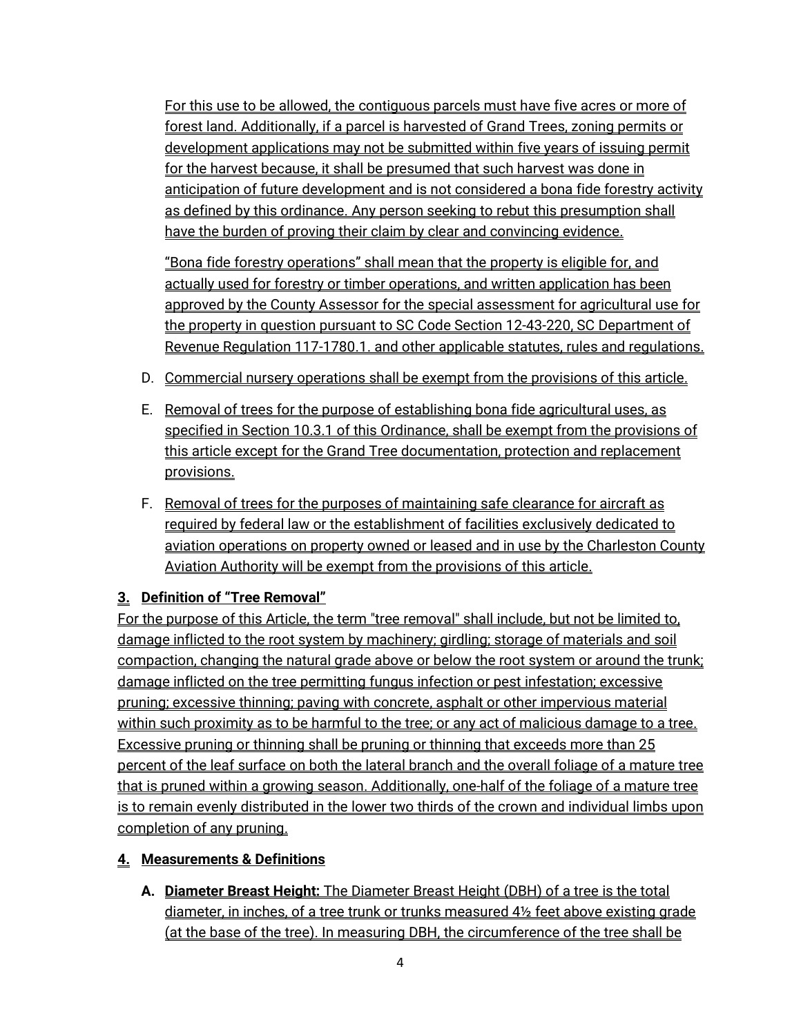For this use to be allowed, the contiguous parcels must have five acres or more of forest land. Additionally, if a parcel is harvested of Grand Trees, zoning permits or development applications may not be submitted within five years of issuing permit for the harvest because, it shall be presumed that such harvest was done in anticipation of future development and is not considered a bona fide forestry activity as defined by this ordinance. Any person seeking to rebut this presumption shall have the burden of proving their claim by clear and convincing evidence.

"Bona fide forestry operations" shall mean that the property is eligible for, and actually used for forestry or timber operations, and written application has been approved by the County Assessor for the special assessment for agricultural use for the property in question pursuant to SC Code Section 12-43-220, SC Department of Revenue Regulation 117-1780.1. and other applicable statutes, rules and regulations.

D. Commercial nursery operations shall be exempt from the provisions of this article.

E. Removal of trees for the purpose of establishing bona fide agricultural uses, as specified in Section 10.3.1 of this Ordinance, shall be exempt from the provisions of this article except for the Grand Tree documentation, protection and replacement provisions.

F. Removal of trees for the purposes of maintaining safe clearance for aircraft as required by federal law or the establishment of facilities exclusively dedicated to aviation operations on property owned or leased and in use by the Charleston County Aviation Authority will be exempt from the provisions of this article.

**3. Definition of "Tree Removal"**

For the purpose of this Article, the term "tree removal" shall include, but not be limited to, damage inflicted to the root system by machinery; girdling; storage of materials and soil compaction, changing the natural grade above or below the root system or around the trunk; damage inflicted on the tree permitting fungus infection or pest infestation; excessive pruning; excessive thinning; paving with concrete, asphalt or other impervious material within such proximity as to be harmful to the tree; or any act of malicious damage to a tree. Excessive pruning or thinning shall be pruning or thinning that exceeds more than 25 percent of the leaf surface on both the lateral branch and the overall foliage of a mature tree that is pruned within a growing season. Additionally, one-half of the foliage of a mature tree is to remain evenly distributed in the lower two thirds of the crown and individual limbs upon completion of any pruning.

**4. Measurements & Definitions**

**A. Diameter Breast Height:** The Diameter Breast Height (DBH) of a tree is the total diameter, in inches, of a tree trunk or trunks measured 4½ feet above existing grade (at the base of the tree). In measuring DBH, the circumference of the tree shall be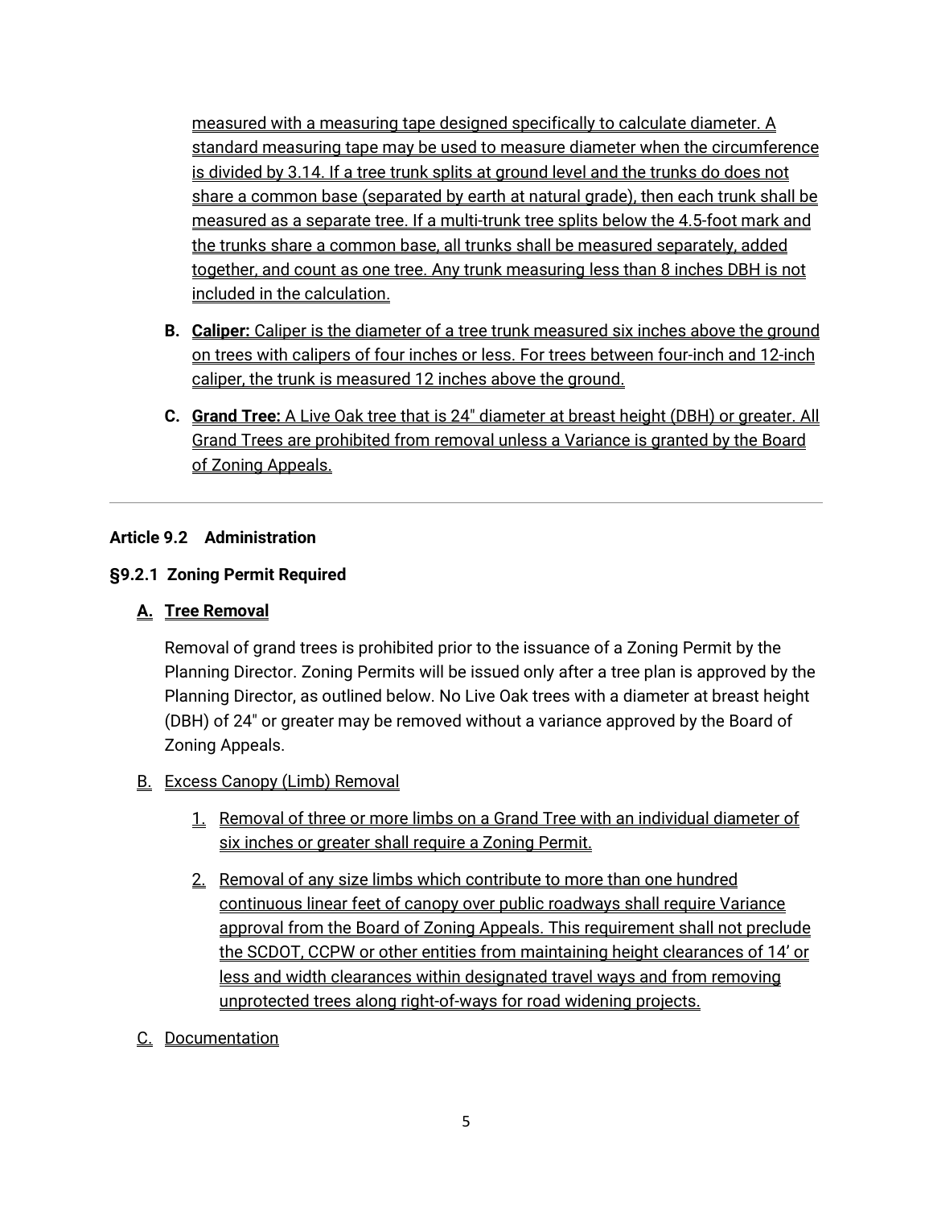measured with a measuring tape designed specifically to calculate diameter. A standard measuring tape may be used to measure diameter when the circumference is divided by 3.14. If a tree trunk splits at ground level and the trunks do does not share a common base (separated by earth at natural grade), then each trunk shall be measured as a separate tree. If a multi-trunk tree splits below the 4.5-foot mark and the trunks share a common base, all trunks shall be measured separately, added together, and count as one tree. Any trunk measuring less than 8 inches DBH is not included in the calculation.

**B. Caliper:** Caliper is the diameter of a tree trunk measured six inches above the ground on trees with calipers of four inches or less. For trees between four-inch and 12-inch caliper, the trunk is measured 12 inches above the ground.

**C. Grand Tree:** A Live Oak tree that is 24" diameter at breast height (DBH) or greater. All Grand Trees are prohibited from removal unless a Variance is granted by the Board of Zoning Appeals.

---

## Article 9.2 Administration

### §9.2.1 Zoning Permit Required

**A. Tree Removal**

Removal of grand trees is prohibited prior to the issuance of a Zoning Permit by the Planning Director. Zoning Permits will be issued only after a tree plan is approved by the Planning Director, as outlined below. No Live Oak trees with a diameter at breast height (DBH) of 24" or greater may be removed without a variance approved by the Board of Zoning Appeals.

B. Excess Canopy (Limb) Removal

1. Removal of three or more limbs on a Grand Tree with an individual diameter of six inches or greater shall require a Zoning Permit.
2. Removal of any size limbs which contribute to more than one hundred continuous linear feet of canopy over public roadways shall require Variance approval from the Board of Zoning Appeals. This requirement shall not preclude the SCDOT, CCPW or other entities from maintaining height clearances of 14' or less and width clearances within designated travel ways and from removing unprotected trees along right-of-ways for road widening projects.

C. Documentation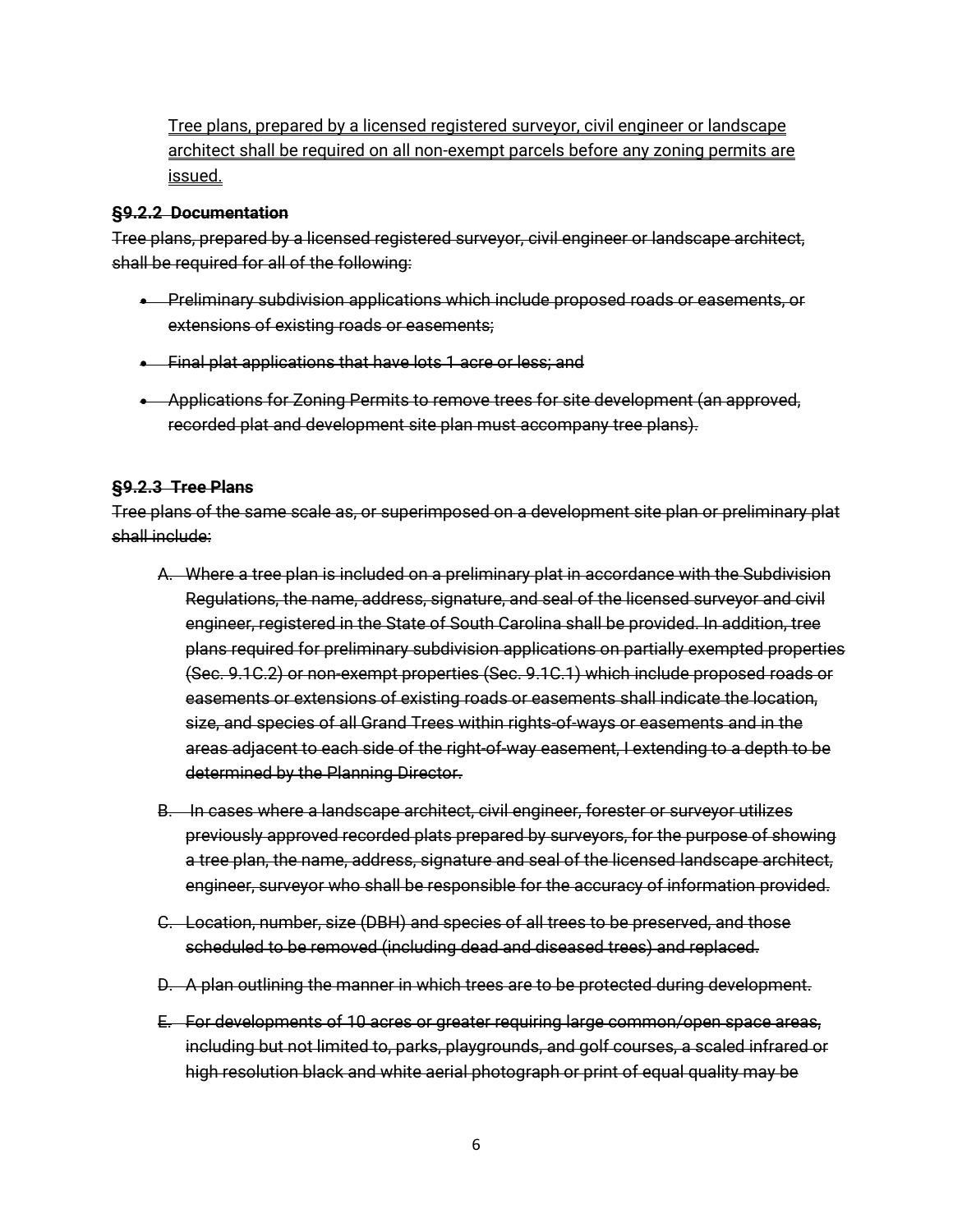<u>Tree plans, prepared by a licensed registered surveyor, civil engineer or landscape architect shall be required on all non-exempt parcels before any zoning permits are issued.</u>

**~~§9.2.2 Documentation~~**

~~Tree plans, prepared by a licensed registered surveyor, civil engineer or landscape architect, shall be required for all of the following:~~

- ~~Preliminary subdivision applications which include proposed roads or easements, or extensions of existing roads or easements;~~
- ~~Final plat applications that have lots 1 acre or less; and~~
- ~~Applications for Zoning Permits to remove trees for site development (an approved, recorded plat and development site plan must accompany tree plans).~~

**~~§9.2.3 Tree Plans~~**

~~Tree plans of the same scale as, or superimposed on a development site plan or preliminary plat shall include:~~

A. ~~Where a tree plan is included on a preliminary plat in accordance with the Subdivision Regulations, the name, address, signature, and seal of the licensed surveyor and civil engineer, registered in the State of South Carolina shall be provided. In addition, tree plans required for preliminary subdivision applications on partially exempted properties (Sec. 9.1C.2) or non-exempt properties (Sec. 9.1C.1) which include proposed roads or easements or extensions of existing roads or easements shall indicate the location, size, and species of all Grand Trees within rights-of-ways or easements and in the areas adjacent to each side of the right-of-way easement, I extending to a depth to be determined by the Planning Director.~~

B. ~~In cases where a landscape architect, civil engineer, forester or surveyor utilizes previously approved recorded plats prepared by surveyors, for the purpose of showing a tree plan, the name, address, signature and seal of the licensed landscape architect, engineer, surveyor who shall be responsible for the accuracy of information provided.~~

C. ~~Location, number, size (DBH) and species of all trees to be preserved, and those scheduled to be removed (including dead and diseased trees) and replaced.~~

D. ~~A plan outlining the manner in which trees are to be protected during development.~~

E. ~~For developments of 10 acres or greater requiring large common/open space areas, including but not limited to, parks, playgrounds, and golf courses, a scaled infrared or high resolution black and white aerial photograph or print of equal quality may be~~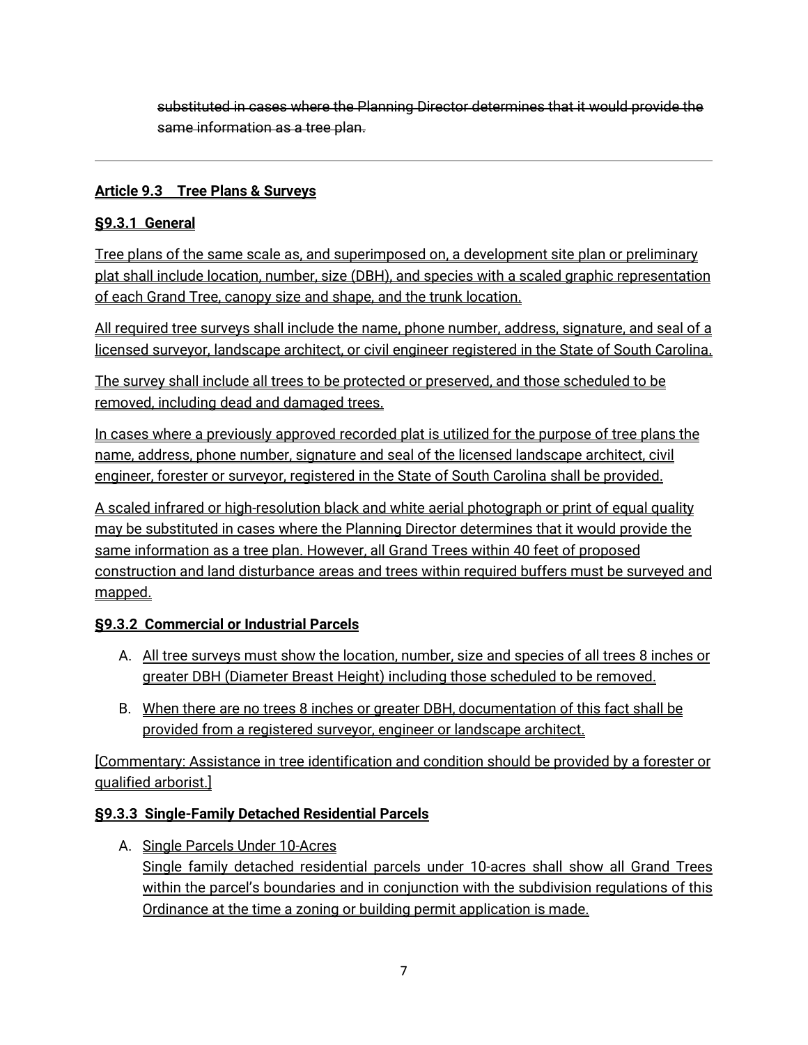~~substituted in cases where the Planning Director determines that it would provide the same information as a tree plan.~~

---

**Article 9.3 Tree Plans & Surveys**

**§9.3.1 General**

Tree plans of the same scale as, and superimposed on, a development site plan or preliminary plat shall include location, number, size (DBH), and species with a scaled graphic representation of each Grand Tree, canopy size and shape, and the trunk location.

All required tree surveys shall include the name, phone number, address, signature, and seal of a licensed surveyor, landscape architect, or civil engineer registered in the State of South Carolina.

The survey shall include all trees to be protected or preserved, and those scheduled to be removed, including dead and damaged trees.

In cases where a previously approved recorded plat is utilized for the purpose of tree plans the name, address, phone number, signature and seal of the licensed landscape architect, civil engineer, forester or surveyor, registered in the State of South Carolina shall be provided.

A scaled infrared or high-resolution black and white aerial photograph or print of equal quality may be substituted in cases where the Planning Director determines that it would provide the same information as a tree plan. However, all Grand Trees within 40 feet of proposed construction and land disturbance areas and trees within required buffers must be surveyed and mapped.

**§9.3.2 Commercial or Industrial Parcels**

A. All tree surveys must show the location, number, size and species of all trees 8 inches or greater DBH (Diameter Breast Height) including those scheduled to be removed.

B. When there are no trees 8 inches or greater DBH, documentation of this fact shall be provided from a registered surveyor, engineer or landscape architect.

[Commentary: Assistance in tree identification and condition should be provided by a forester or qualified arborist.]

**§9.3.3 Single-Family Detached Residential Parcels**

A. Single Parcels Under 10-Acres
Single family detached residential parcels under 10-acres shall show all Grand Trees within the parcel's boundaries and in conjunction with the subdivision regulations of this Ordinance at the time a zoning or building permit application is made.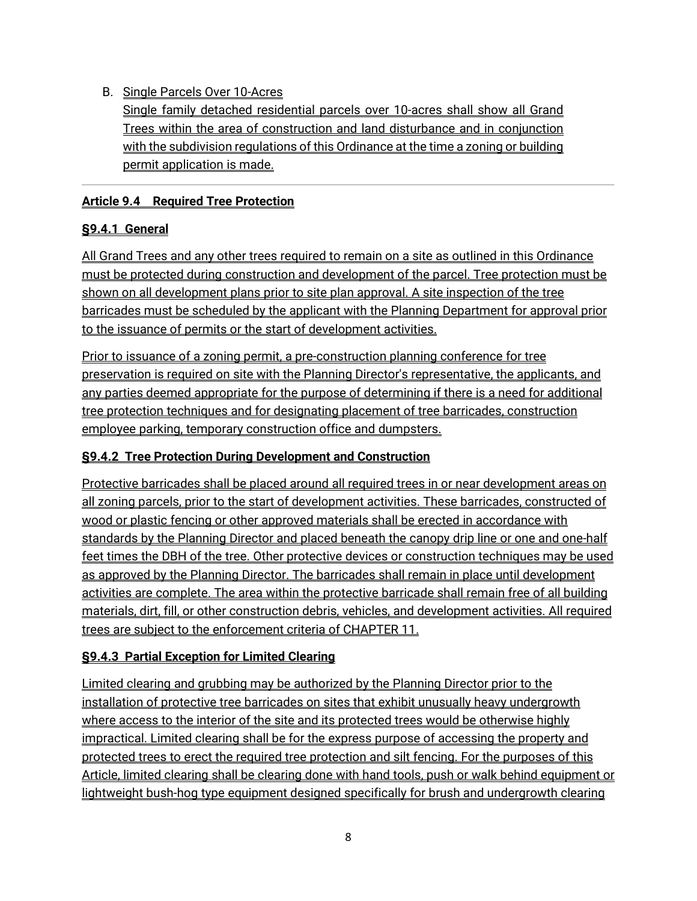B. Single Parcels Over 10-Acres
   
   Single family detached residential parcels over 10-acres shall show all Grand Trees within the area of construction and land disturbance and in conjunction with the subdivision regulations of this Ordinance at the time a zoning or building permit application is made.

---

## Article 9.4 Required Tree Protection

### §9.4.1 General

All Grand Trees and any other trees required to remain on a site as outlined in this Ordinance must be protected during construction and development of the parcel. Tree protection must be shown on all development plans prior to site plan approval. A site inspection of the tree barricades must be scheduled by the applicant with the Planning Department for approval prior to the issuance of permits or the start of development activities.

Prior to issuance of a zoning permit, a pre-construction planning conference for tree preservation is required on site with the Planning Director's representative, the applicants, and any parties deemed appropriate for the purpose of determining if there is a need for additional tree protection techniques and for designating placement of tree barricades, construction employee parking, temporary construction office and dumpsters.

### §9.4.2 Tree Protection During Development and Construction

Protective barricades shall be placed around all required trees in or near development areas on all zoning parcels, prior to the start of development activities. These barricades, constructed of wood or plastic fencing or other approved materials shall be erected in accordance with standards by the Planning Director and placed beneath the canopy drip line or one and one-half feet times the DBH of the tree. Other protective devices or construction techniques may be used as approved by the Planning Director. The barricades shall remain in place until development activities are complete. The area within the protective barricade shall remain free of all building materials, dirt, fill, or other construction debris, vehicles, and development activities. All required trees are subject to the enforcement criteria of CHAPTER 11.

### §9.4.3 Partial Exception for Limited Clearing

Limited clearing and grubbing may be authorized by the Planning Director prior to the installation of protective tree barricades on sites that exhibit unusually heavy undergrowth where access to the interior of the site and its protected trees would be otherwise highly impractical. Limited clearing shall be for the express purpose of accessing the property and protected trees to erect the required tree protection and silt fencing. For the purposes of this Article, limited clearing shall be clearing done with hand tools, push or walk behind equipment or lightweight bush-hog type equipment designed specifically for brush and undergrowth clearing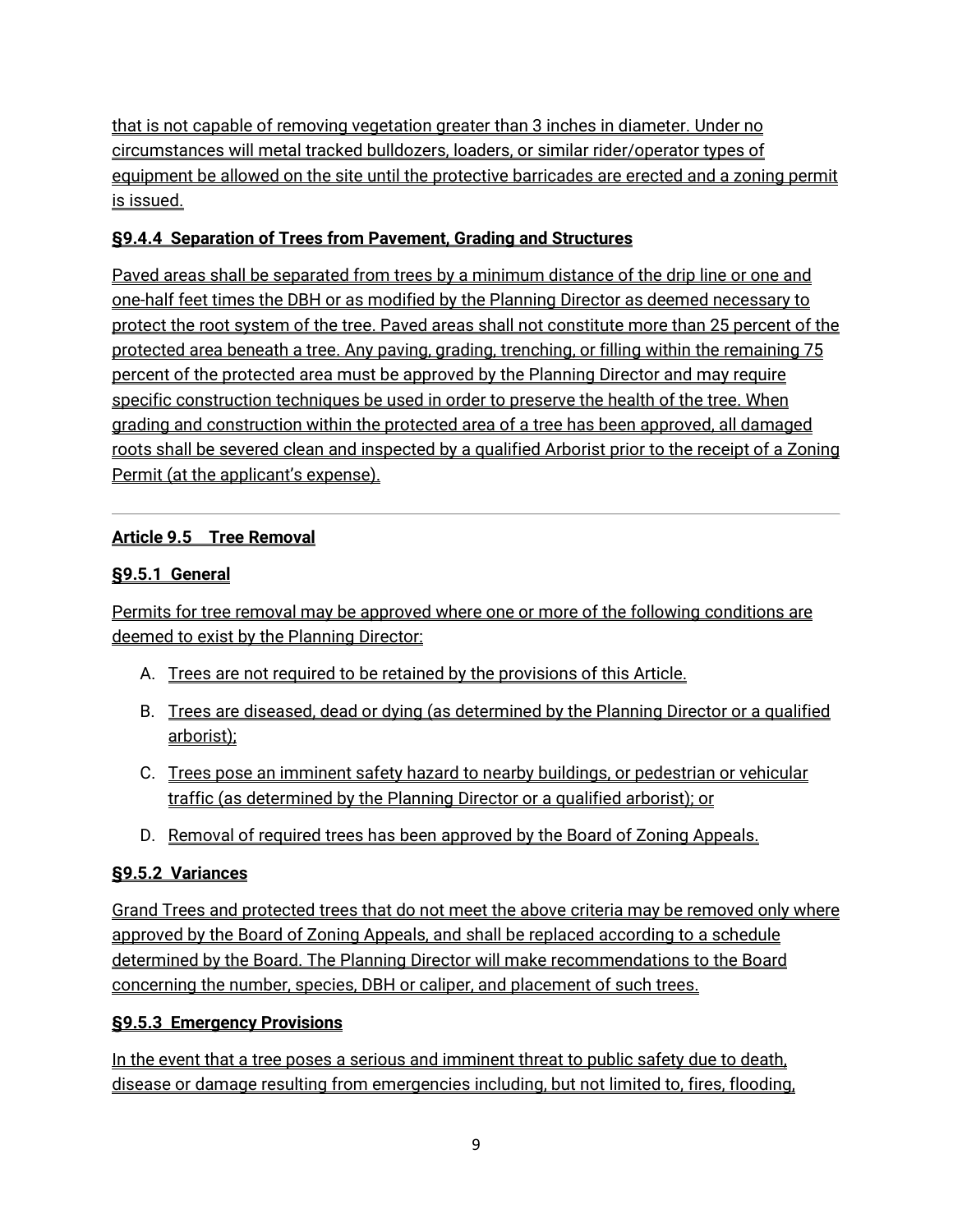that is not capable of removing vegetation greater than 3 inches in diameter. Under no circumstances will metal tracked bulldozers, loaders, or similar rider/operator types of equipment be allowed on the site until the protective barricades are erected and a zoning permit is issued.

### §9.4.4 Separation of Trees from Pavement, Grading and Structures

Paved areas shall be separated from trees by a minimum distance of the drip line or one and one-half feet times the DBH or as modified by the Planning Director as deemed necessary to protect the root system of the tree. Paved areas shall not constitute more than 25 percent of the protected area beneath a tree. Any paving, grading, trenching, or filling within the remaining 75 percent of the protected area must be approved by the Planning Director and may require specific construction techniques be used in order to preserve the health of the tree. When grading and construction within the protected area of a tree has been approved, all damaged roots shall be severed clean and inspected by a qualified Arborist prior to the receipt of a Zoning Permit (at the applicant's expense).

---

## Article 9.5 Tree Removal

### §9.5.1 General

Permits for tree removal may be approved where one or more of the following conditions are deemed to exist by the Planning Director:

A. Trees are not required to be retained by the provisions of this Article.

B. Trees are diseased, dead or dying (as determined by the Planning Director or a qualified arborist);

C. Trees pose an imminent safety hazard to nearby buildings, or pedestrian or vehicular traffic (as determined by the Planning Director or a qualified arborist); or

D. Removal of required trees has been approved by the Board of Zoning Appeals.

### §9.5.2 Variances

Grand Trees and protected trees that do not meet the above criteria may be removed only where approved by the Board of Zoning Appeals, and shall be replaced according to a schedule determined by the Board. The Planning Director will make recommendations to the Board concerning the number, species, DBH or caliper, and placement of such trees.

### §9.5.3 Emergency Provisions

In the event that a tree poses a serious and imminent threat to public safety due to death, disease or damage resulting from emergencies including, but not limited to, fires, flooding,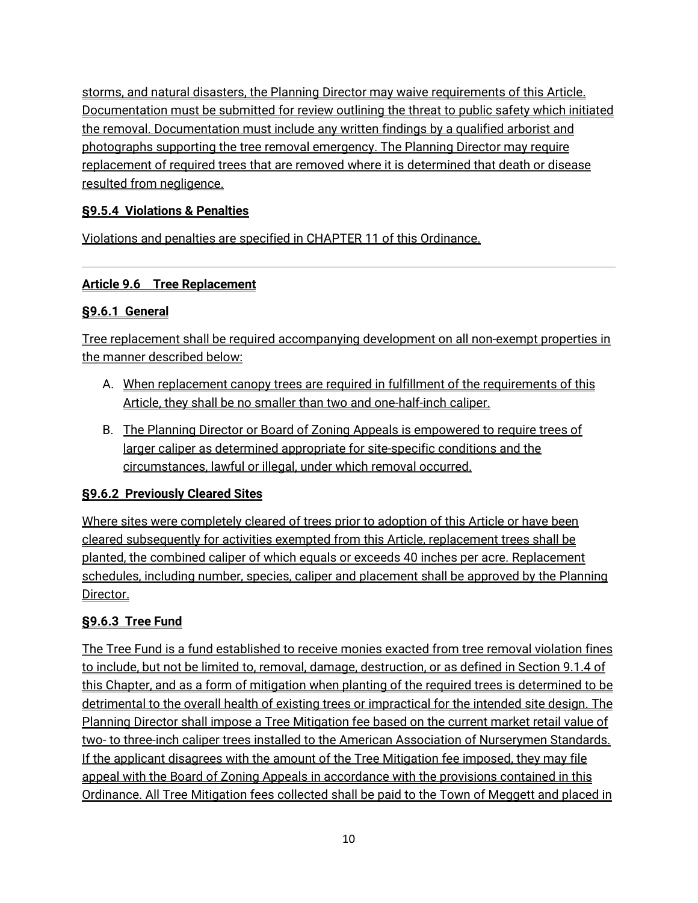storms, and natural disasters, the Planning Director may waive requirements of this Article. Documentation must be submitted for review outlining the threat to public safety which initiated the removal. Documentation must include any written findings by a qualified arborist and photographs supporting the tree removal emergency. The Planning Director may require replacement of required trees that are removed where it is determined that death or disease resulted from negligence.

**§9.5.4 Violations & Penalties**

Violations and penalties are specified in CHAPTER 11 of this Ordinance.

---

## Article 9.6 Tree Replacement

**§9.6.1 General**

Tree replacement shall be required accompanying development on all non-exempt properties in the manner described below:

A. When replacement canopy trees are required in fulfillment of the requirements of this Article, they shall be no smaller than two and one-half-inch caliper.

B. The Planning Director or Board of Zoning Appeals is empowered to require trees of larger caliper as determined appropriate for site-specific conditions and the circumstances, lawful or illegal, under which removal occurred.

**§9.6.2 Previously Cleared Sites**

Where sites were completely cleared of trees prior to adoption of this Article or have been cleared subsequently for activities exempted from this Article, replacement trees shall be planted, the combined caliper of which equals or exceeds 40 inches per acre. Replacement schedules, including number, species, caliper and placement shall be approved by the Planning Director.

**§9.6.3 Tree Fund**

The Tree Fund is a fund established to receive monies exacted from tree removal violation fines to include, but not be limited to, removal, damage, destruction, or as defined in Section 9.1.4 of this Chapter, and as a form of mitigation when planting of the required trees is determined to be detrimental to the overall health of existing trees or impractical for the intended site design. The Planning Director shall impose a Tree Mitigation fee based on the current market retail value of two- to three-inch caliper trees installed to the American Association of Nurserymen Standards. If the applicant disagrees with the amount of the Tree Mitigation fee imposed, they may file appeal with the Board of Zoning Appeals in accordance with the provisions contained in this Ordinance. All Tree Mitigation fees collected shall be paid to the Town of Meggett and placed in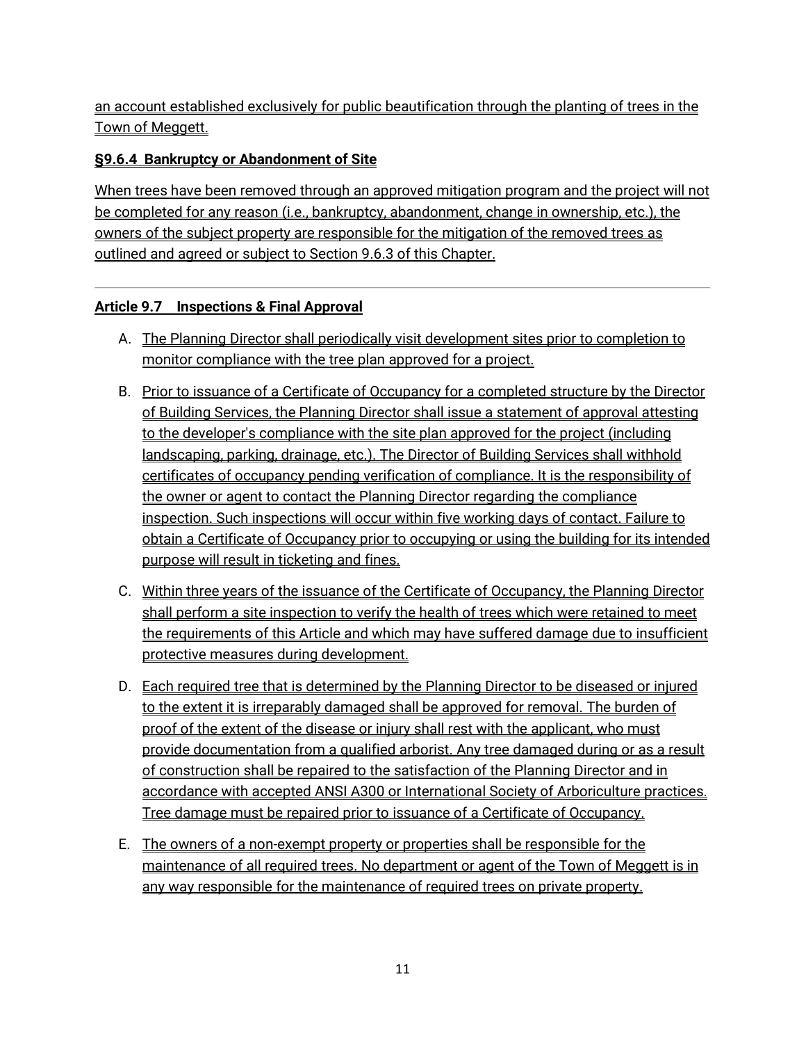an account established exclusively for public beautification through the planting of trees in the Town of Meggett.

### §9.6.4 Bankruptcy or Abandonment of Site

When trees have been removed through an approved mitigation program and the project will not be completed for any reason (i.e., bankruptcy, abandonment, change in ownership, etc.), the owners of the subject property are responsible for the mitigation of the removed trees as outlined and agreed or subject to Section 9.6.3 of this Chapter.

---

## Article 9.7 Inspections & Final Approval

A. The Planning Director shall periodically visit development sites prior to completion to monitor compliance with the tree plan approved for a project.

B. Prior to issuance of a Certificate of Occupancy for a completed structure by the Director of Building Services, the Planning Director shall issue a statement of approval attesting to the developer's compliance with the site plan approved for the project (including landscaping, parking, drainage, etc.). The Director of Building Services shall withhold certificates of occupancy pending verification of compliance. It is the responsibility of the owner or agent to contact the Planning Director regarding the compliance inspection. Such inspections will occur within five working days of contact. Failure to obtain a Certificate of Occupancy prior to occupying or using the building for its intended purpose will result in ticketing and fines.

C. Within three years of the issuance of the Certificate of Occupancy, the Planning Director shall perform a site inspection to verify the health of trees which were retained to meet the requirements of this Article and which may have suffered damage due to insufficient protective measures during development.

D. Each required tree that is determined by the Planning Director to be diseased or injured to the extent it is irreparably damaged shall be approved for removal. The burden of proof of the extent of the disease or injury shall rest with the applicant, who must provide documentation from a qualified arborist. Any tree damaged during or as a result of construction shall be repaired to the satisfaction of the Planning Director and in accordance with accepted ANSI A300 or International Society of Arboriculture practices. Tree damage must be repaired prior to issuance of a Certificate of Occupancy.

E. The owners of a non-exempt property or properties shall be responsible for the maintenance of all required trees. No department or agent of the Town of Meggett is in any way responsible for the maintenance of required trees on private property.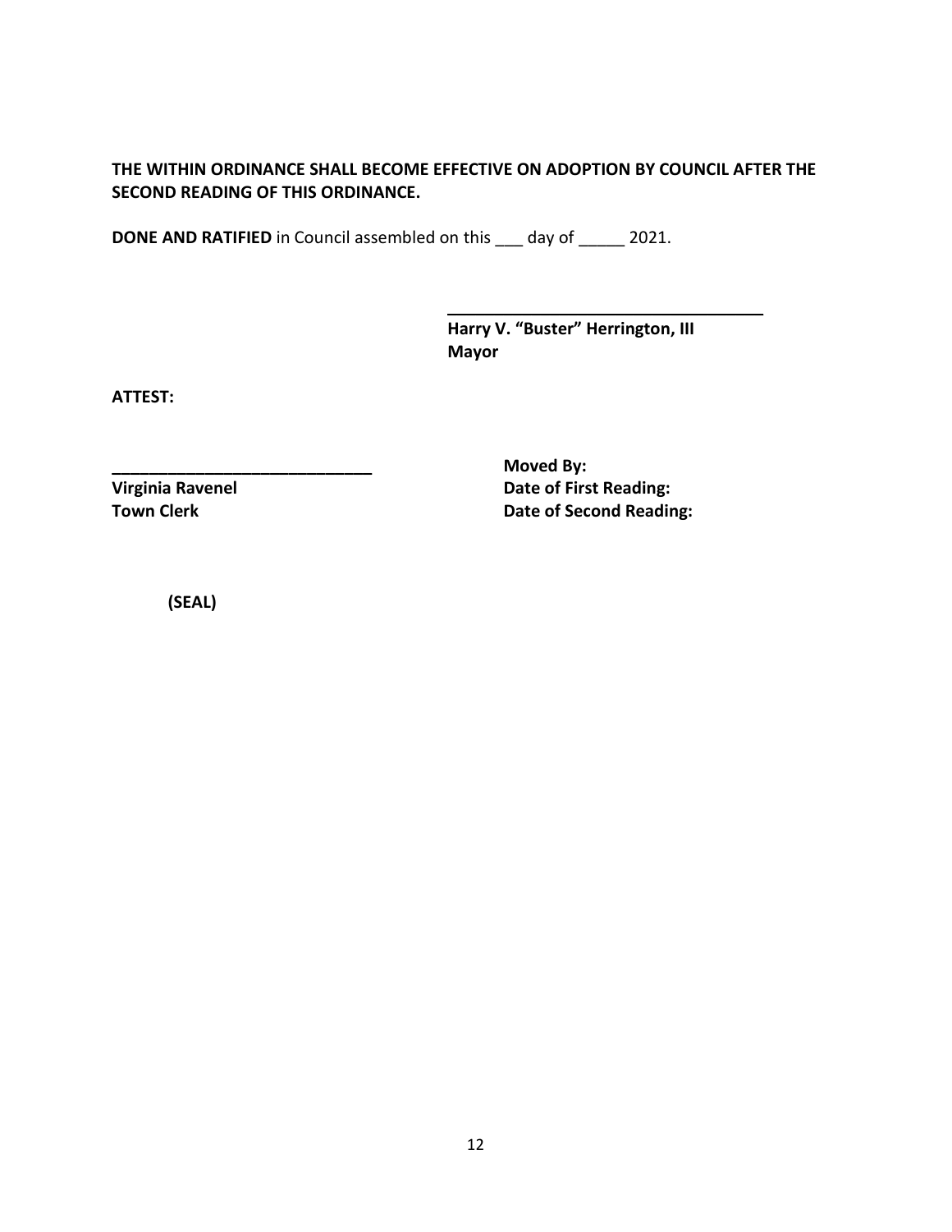**THE WITHIN ORDINANCE SHALL BECOME EFFECTIVE ON ADOPTION BY COUNCIL AFTER THE SECOND READING OF THIS ORDINANCE.**

**DONE AND RATIFIED** in Council assembled on this ___ day of _____ 2021.

\_\_\_\_\_\_\_\_\_\_\_\_\_\_\_\_\_\_\_\_\_\_\_\_\_\_\_\_\_\_\_\_\_\_\_\_
**Harry V. "Buster" Herrington, III**
**Mayor**

**ATTEST:**

\_\_\_\_\_\_\_\_\_\_\_\_\_\_\_\_\_\_\_\_\_\_\_\_\_\_\_\_
**Virginia Ravenel**
**Town Clerk**

**Moved By:**
**Date of First Reading:**
**Date of Second Reading:**

**(SEAL)**